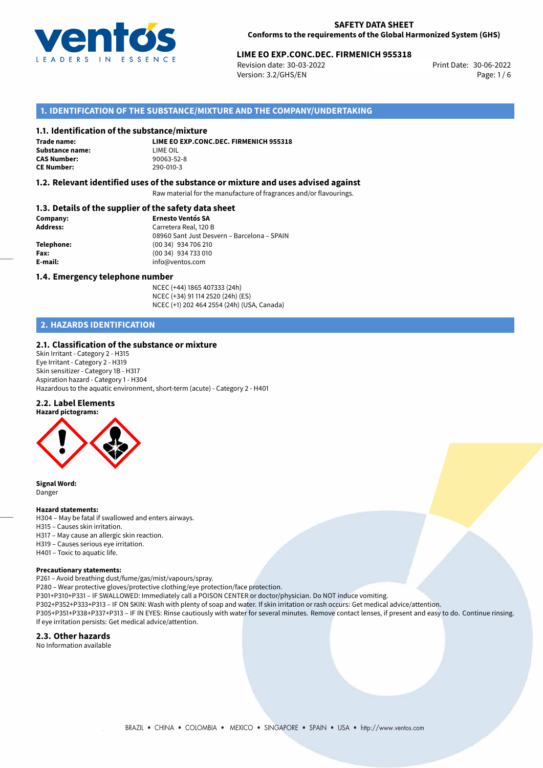**SAFETY DATA SHEET**
**Conforms to the requirements of the Global Harmonized System (GHS)**

**LIME EO EXP.CONC.DEC. FIRMENICH 955318**
Revision date: 30-03-2022
Version: 3.2/GHS/EN
Print Date: 30-06-2022

## 1. IDENTIFICATION OF THE SUBSTANCE/MIXTURE AND THE COMPANY/UNDERTAKING

### 1.1. Identification of the substance/mixture

**Trade name:** **LIME EO EXP.CONC.DEC. FIRMENICH 955318**
**Substance name:** LIME OIL
**CAS Number:** 90063-52-8
**CE Number:** 290-010-3

### 1.2. Relevant identified uses of the substance or mixture and uses advised against

Raw material for the manufacture of fragrances and/or flavourings.

### 1.3. Details of the supplier of the safety data sheet

**Company:** **Ernesto Ventós SA**
**Address:** Carretera Real, 120 B
08960 Sant Just Desvern – Barcelona – SPAIN
**Telephone:** (00 34) 934 706 210
**Fax:** (00 34) 934 733 010
**E-mail:** info@ventos.com

### 1.4. Emergency telephone number

NCEC (+44) 1865 407333 (24h)
NCEC (+34) 91 114 2520 (24h) (ES)
NCEC (+1) 202 464 2554 (24h) (USA, Canada)

## 2. HAZARDS IDENTIFICATION

### 2.1. Classification of the substance or mixture

Skin Irritant - Category 2 - H315
Eye Irritant - Category 2 - H319
Skin sensitizer - Category 1B - H317
Aspiration hazard - Category 1 - H304
Hazardous to the aquatic environment, short-term (acute) - Category 2 - H401

### 2.2. Label Elements

**Hazard pictograms:**

**Signal Word:**
Danger

**Hazard statements:**
H304 – May be fatal if swallowed and enters airways.
H315 – Causes skin irritation.
H317 – May cause an allergic skin reaction.
H319 – Causes serious eye irritation.
H401 – Toxic to aquatic life.

**Precautionary statements:**
P261 – Avoid breathing dust/fume/gas/mist/vapours/spray.
P280 – Wear protective gloves/protective clothing/eye protection/face protection.
P301+P310+P331 – IF SWALLOWED: Immediately call a POISON CENTER or doctor/physician. Do NOT induce vomiting.
P302+P352+P333+P313 – IF ON SKIN: Wash with plenty of soap and water. If skin irritation or rash occurs: Get medical advice/attention.
P305+P351+P338+P337+P313 – IF IN EYES: Rinse cautiously with water for several minutes. Remove contact lenses, if present and easy to do. Continue rinsing. If eye irritation persists: Get medical advice/attention.

### 2.3. Other hazards

No Information available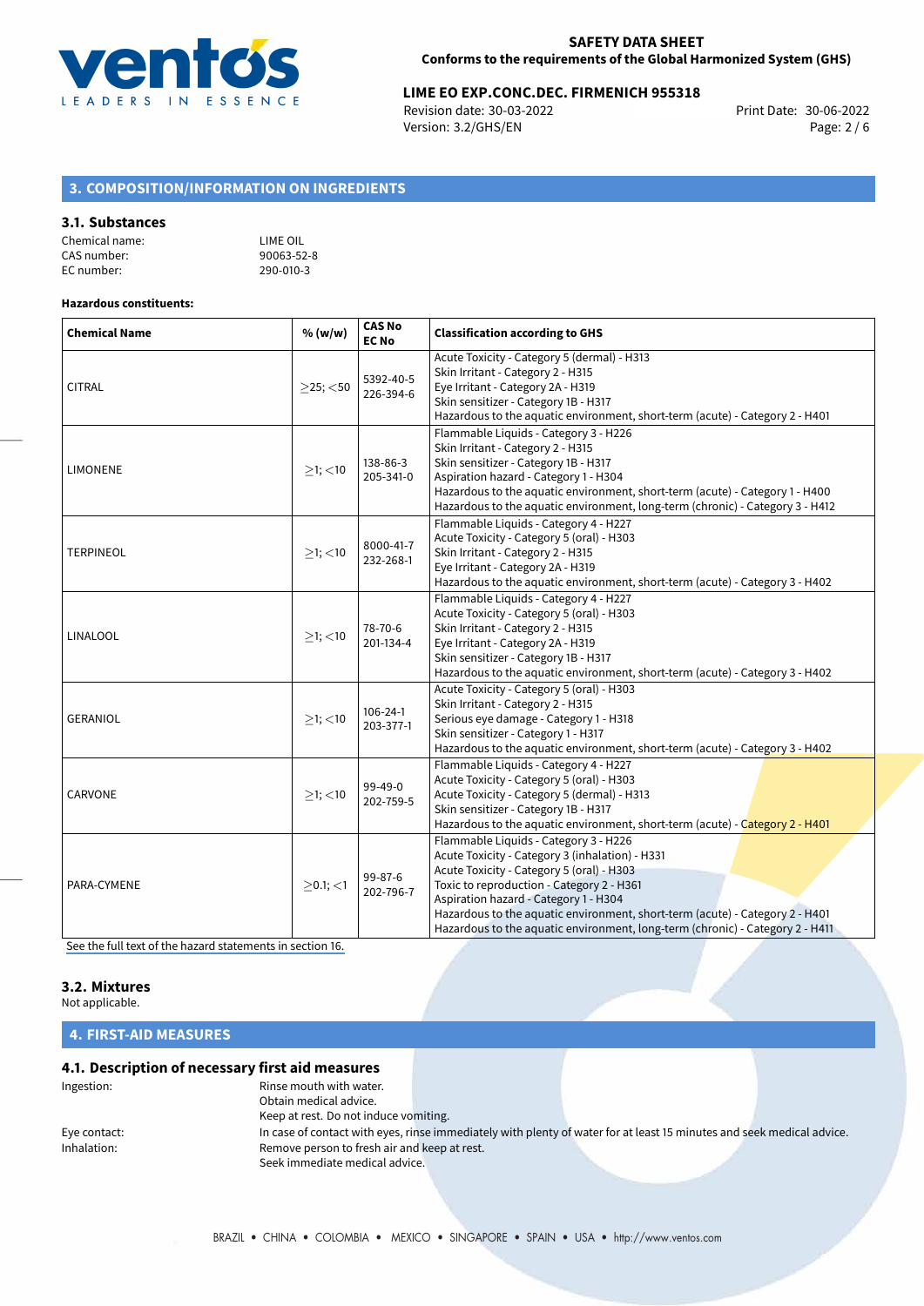## 3. COMPOSITION/INFORMATION ON INGREDIENTS

### 3.1. Substances

Chemical name: LIME OIL
CAS number: 90063-52-8
EC number: 290-010-3

**Hazardous constituents:**

| Chemical Name | % (w/w) | CAS No EC No | Classification according to GHS |
|---|---|---|---|
| CITRAL | ≥25; <50 | 5392-40-5 226-394-6 | Acute Toxicity - Category 5 (dermal) - H313<br>Skin Irritant - Category 2 - H315<br>Eye Irritant - Category 2A - H319<br>Skin sensitizer - Category 1B - H317<br>Hazardous to the aquatic environment, short-term (acute) - Category 2 - H401 |
| LIMONENE | ≥1; <10 | 138-86-3 205-341-0 | Flammable Liquids - Category 3 - H226<br>Skin Irritant - Category 2 - H315<br>Skin sensitizer - Category 1B - H317<br>Aspiration hazard - Category 1 - H304<br>Hazardous to the aquatic environment, short-term (acute) - Category 1 - H400<br>Hazardous to the aquatic environment, long-term (chronic) - Category 3 - H412 |
| TERPINEOL | ≥1; <10 | 8000-41-7 232-268-1 | Flammable Liquids - Category 4 - H227<br>Acute Toxicity - Category 5 (oral) - H303<br>Skin Irritant - Category 2 - H315<br>Eye Irritant - Category 2A - H319<br>Hazardous to the aquatic environment, short-term (acute) - Category 3 - H402 |
| LINALOOL | ≥1; <10 | 78-70-6 201-134-4 | Flammable Liquids - Category 4 - H227<br>Acute Toxicity - Category 5 (oral) - H303<br>Skin Irritant - Category 2 - H315<br>Eye Irritant - Category 2A - H319<br>Skin sensitizer - Category 1B - H317<br>Hazardous to the aquatic environment, short-term (acute) - Category 3 - H402 |
| GERANIOL | ≥1; <10 | 106-24-1 203-377-1 | Acute Toxicity - Category 5 (oral) - H303<br>Skin Irritant - Category 2 - H315<br>Serious eye damage - Category 1 - H318<br>Skin sensitizer - Category 1 - H317<br>Hazardous to the aquatic environment, short-term (acute) - Category 3 - H402 |
| CARVONE | ≥1; <10 | 99-49-0 202-759-5 | Flammable Liquids - Category 4 - H227<br>Acute Toxicity - Category 5 (oral) - H303<br>Acute Toxicity - Category 5 (dermal) - H313<br>Skin sensitizer - Category 1B - H317<br>Hazardous to the aquatic environment, short-term (acute) - Category 2 - H401 |
| PARA-CYMENE | ≥0.1; <1 | 99-87-6 202-796-7 | Flammable Liquids - Category 3 - H226<br>Acute Toxicity - Category 3 (inhalation) - H331<br>Acute Toxicity - Category 5 (oral) - H303<br>Toxic to reproduction - Category 2 - H361<br>Aspiration hazard - Category 1 - H304<br>Hazardous to the aquatic environment, short-term (acute) - Category 2 - H401<br>Hazardous to the aquatic environment, long-term (chronic) - Category 2 - H411 |

See the full text of the hazard statements in section 16.

### 3.2. Mixtures

Not applicable.

## 4. FIRST-AID MEASURES

### 4.1. Description of necessary first aid measures

Ingestion: Rinse mouth with water.
Obtain medical advice.
Keep at rest. Do not induce vomiting.

Eye contact: In case of contact with eyes, rinse immediately with plenty of water for at least 15 minutes and seek medical advice.

Inhalation: Remove person to fresh air and keep at rest.
Seek immediate medical advice.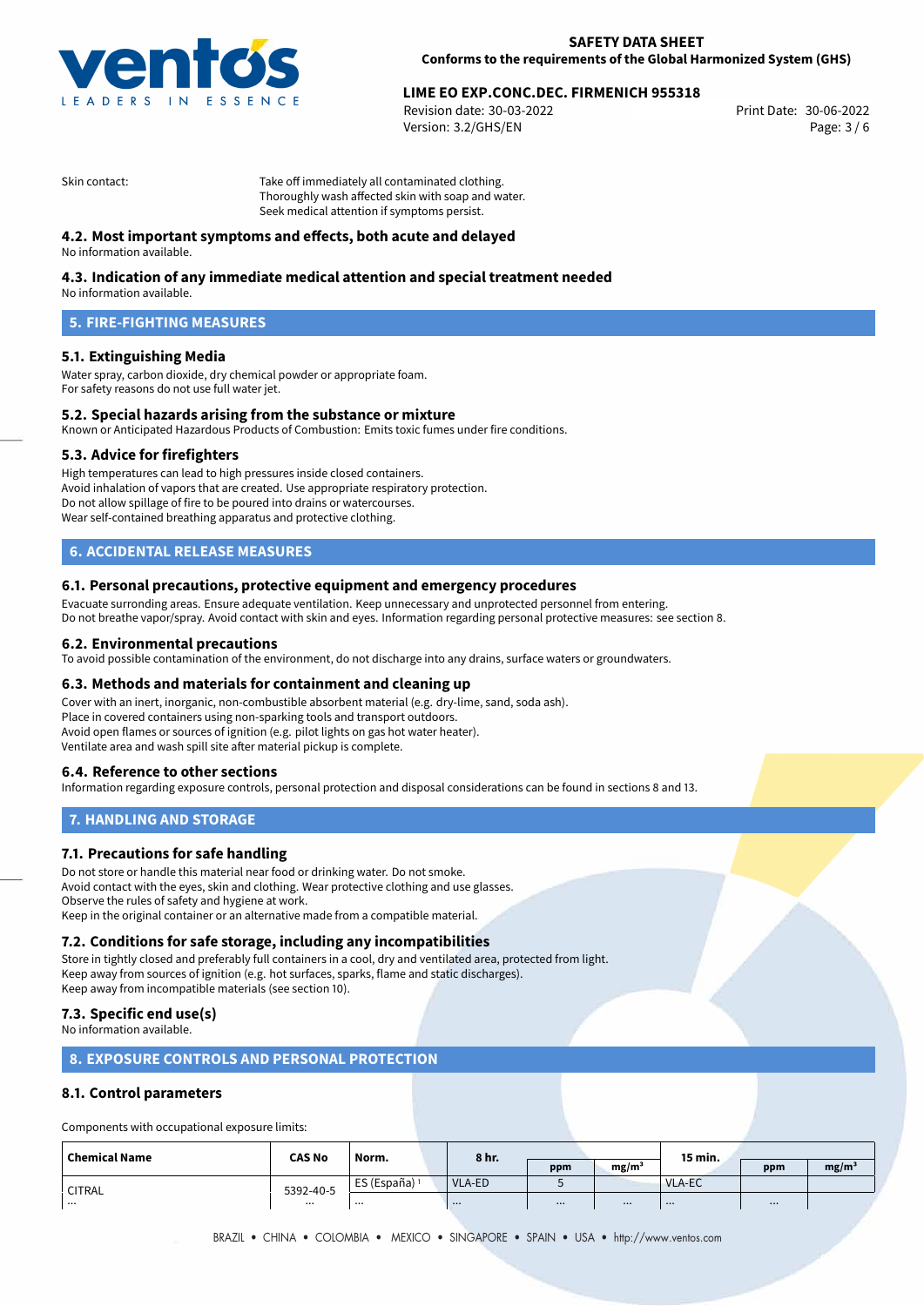Skin contact: Take off immediately all contaminated clothing.
Thoroughly wash affected skin with soap and water.
Seek medical attention if symptoms persist.

### 4.2. Most important symptoms and effects, both acute and delayed

No information available.

### 4.3. Indication of any immediate medical attention and special treatment needed

No information available.

## 5. FIRE-FIGHTING MEASURES

### 5.1. Extinguishing Media

Water spray, carbon dioxide, dry chemical powder or appropriate foam.
For safety reasons do not use full water jet.

### 5.2. Special hazards arising from the substance or mixture

Known or Anticipated Hazardous Products of Combustion: Emits toxic fumes under fire conditions.

### 5.3. Advice for firefighters

High temperatures can lead to high pressures inside closed containers.
Avoid inhalation of vapors that are created. Use appropriate respiratory protection.
Do not allow spillage of fire to be poured into drains or watercourses.
Wear self-contained breathing apparatus and protective clothing.

## 6. ACCIDENTAL RELEASE MEASURES

### 6.1. Personal precautions, protective equipment and emergency procedures

Evacuate surronding areas. Ensure adequate ventilation. Keep unnecessary and unprotected personnel from entering.
Do not breathe vapor/spray. Avoid contact with skin and eyes. Information regarding personal protective measures: see section 8.

### 6.2. Environmental precautions

To avoid possible contamination of the environment, do not discharge into any drains, surface waters or groundwaters.

### 6.3. Methods and materials for containment and cleaning up

Cover with an inert, inorganic, non-combustible absorbent material (e.g. dry-lime, sand, soda ash).
Place in covered containers using non-sparking tools and transport outdoors.
Avoid open flames or sources of ignition (e.g. pilot lights on gas hot water heater).
Ventilate area and wash spill site after material pickup is complete.

### 6.4. Reference to other sections

Information regarding exposure controls, personal protection and disposal considerations can be found in sections 8 and 13.

## 7. HANDLING AND STORAGE

### 7.1. Precautions for safe handling

Do not store or handle this material near food or drinking water. Do not smoke.
Avoid contact with the eyes, skin and clothing. Wear protective clothing and use glasses.
Observe the rules of safety and hygiene at work.
Keep in the original container or an alternative made from a compatible material.

### 7.2. Conditions for safe storage, including any incompatibilities

Store in tightly closed and preferably full containers in a cool, dry and ventilated area, protected from light.
Keep away from sources of ignition (e.g. hot surfaces, sparks, flame and static discharges).
Keep away from incompatible materials (see section 10).

### 7.3. Specific end use(s)

No information available.

## 8. EXPOSURE CONTROLS AND PERSONAL PROTECTION

### 8.1. Control parameters

Components with occupational exposure limits:

| Chemical Name | CAS No | Norm. | 8 hr. | | | 15 min. | | |
|---|---|---|---|---|---|---|---|---|
| | | | | ppm | mg/m³ | | ppm | mg/m³ |
| CITRAL | 5392-40-5 | ES (España) [1] | VLA-ED | 5 | | VLA-EC | | |
| ... | ... | ... | ... | ... | ... | ... | ... | |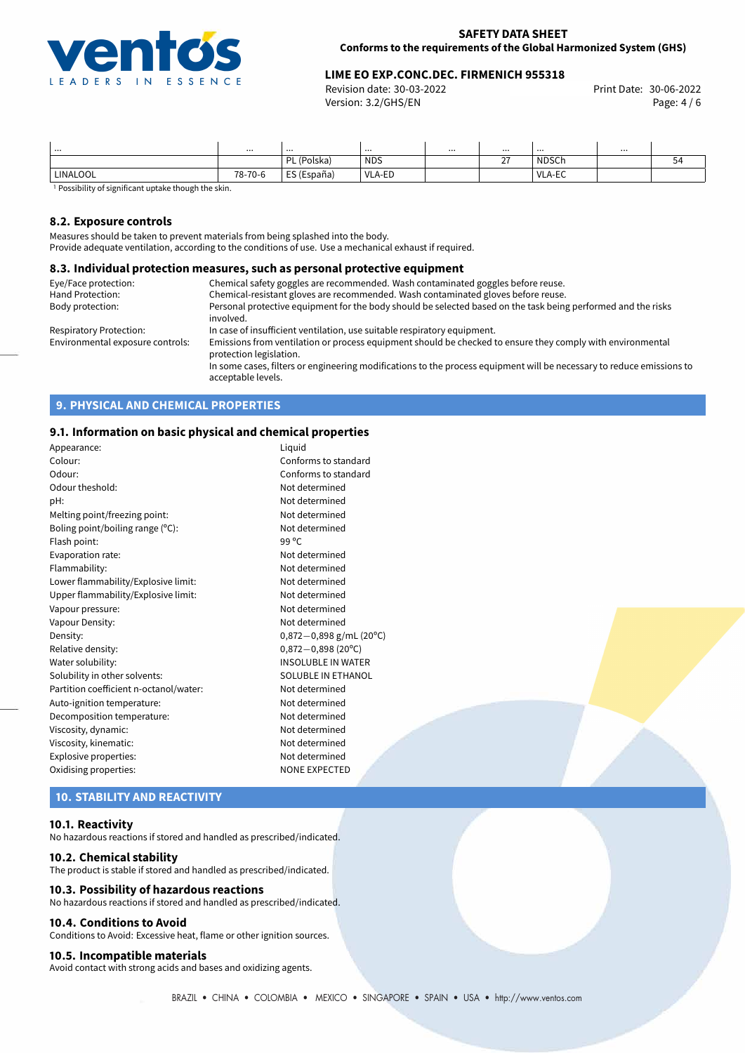| ... | ... | ... | ... | ... | ... | ... | ... | |
|---|---|---|---|---|---|---|---|---|
| | | PL (Polska) | NDS | | 27 | NDSCh | | 54 |
| LINALOOL | 78-70-6 | ES (España) | VLA-ED | | | VLA-EC | | |

[1] Possibility of significant uptake though the skin.

### 8.2. Exposure controls

Measures should be taken to prevent materials from being splashed into the body.
Provide adequate ventilation, according to the conditions of use. Use a mechanical exhaust if required.

### 8.3. Individual protection measures, such as personal protective equipment

| | |
|---|---|
| Eye/Face protection: | Chemical safety goggles are recommended. Wash contaminated goggles before reuse. |
| Hand Protection: | Chemical-resistant gloves are recommended. Wash contaminated gloves before reuse. |
| Body protection: | Personal protective equipment for the body should be selected based on the task being performed and the risks involved. |
| Respiratory Protection: | In case of insufficient ventilation, use suitable respiratory equipment. |
| Environmental exposure controls: | Emissions from ventilation or process equipment should be checked to ensure they comply with environmental protection legislation. In some cases, filters or engineering modifications to the process equipment will be necessary to reduce emissions to acceptable levels. |

## 9. PHYSICAL AND CHEMICAL PROPERTIES

### 9.1. Information on basic physical and chemical properties

| | |
|---|---|
| Appearance: | Liquid |
| Colour: | Conforms to standard |
| Odour: | Conforms to standard |
| Odour theshold: | Not determined |
| pH: | Not determined |
| Melting point/freezing point: | Not determined |
| Boling point/boiling range (°C): | Not determined |
| Flash point: | 99 °C |
| Evaporation rate: | Not determined |
| Flammability: | Not determined |
| Lower flammability/Explosive limit: | Not determined |
| Upper flammability/Explosive limit: | Not determined |
| Vapour pressure: | Not determined |
| Vapour Density: | Not determined |
| Density: | 0,872—0,898 g/mL (20°C) |
| Relative density: | 0,872—0,898 (20°C) |
| Water solubility: | INSOLUBLE IN WATER |
| Solubility in other solvents: | SOLUBLE IN ETHANOL |
| Partition coefficient n-octanol/water: | Not determined |
| Auto-ignition temperature: | Not determined |
| Decomposition temperature: | Not determined |
| Viscosity, dynamic: | Not determined |
| Viscosity, kinematic: | Not determined |
| Explosive properties: | Not determined |
| Oxidising properties: | NONE EXPECTED |

## 10. STABILITY AND REACTIVITY

### 10.1. Reactivity

No hazardous reactions if stored and handled as prescribed/indicated.

### 10.2. Chemical stability

The product is stable if stored and handled as prescribed/indicated.

### 10.3. Possibility of hazardous reactions

No hazardous reactions if stored and handled as prescribed/indicated.

### 10.4. Conditions to Avoid

Conditions to Avoid: Excessive heat, flame or other ignition sources.

### 10.5. Incompatible materials

Avoid contact with strong acids and bases and oxidizing agents.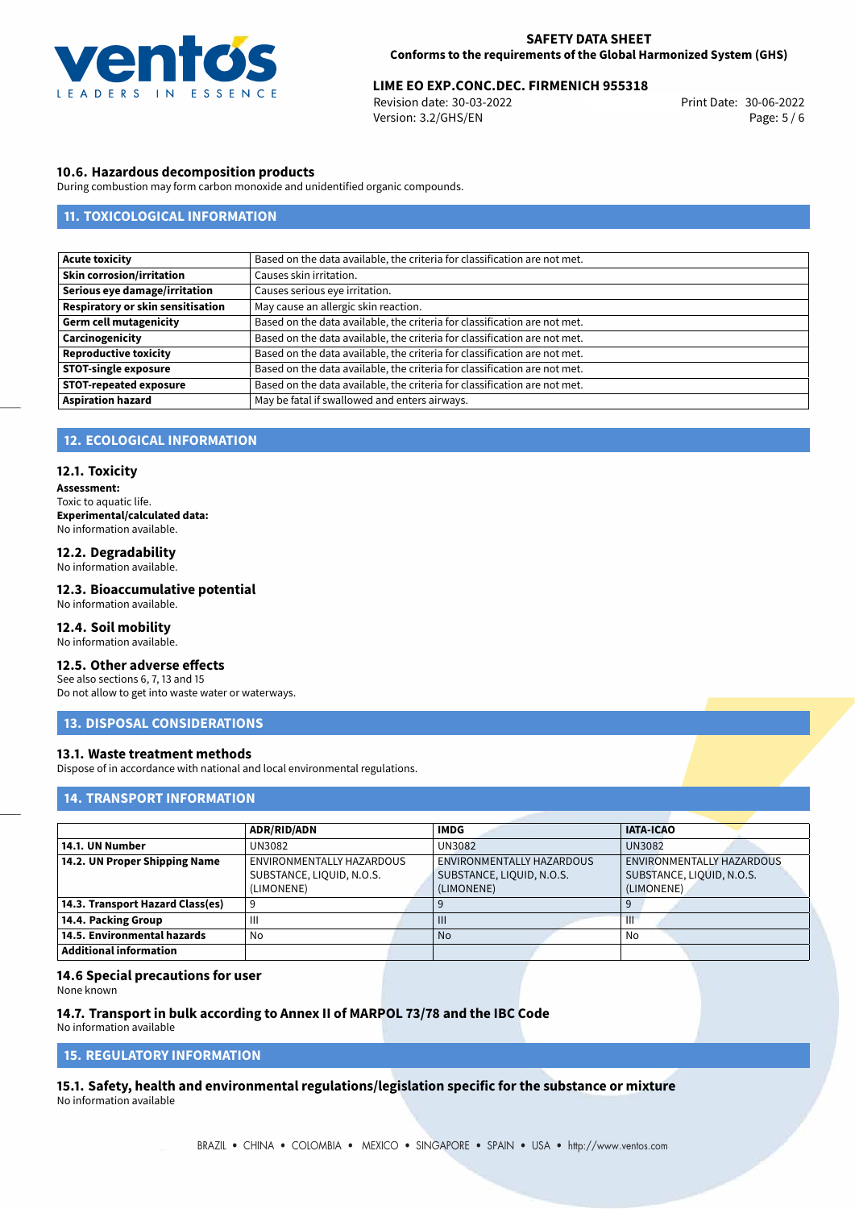### 10.6. Hazardous decomposition products

During combustion may form carbon monoxide and unidentified organic compounds.

## 11. TOXICOLOGICAL INFORMATION

| | |
|---|---|
| **Acute toxicity** | Based on the data available, the criteria for classification are not met. |
| **Skin corrosion/irritation** | Causes skin irritation. |
| **Serious eye damage/irritation** | Causes serious eye irritation. |
| **Respiratory or skin sensitisation** | May cause an allergic skin reaction. |
| **Germ cell mutagenicity** | Based on the data available, the criteria for classification are not met. |
| **Carcinogenicity** | Based on the data available, the criteria for classification are not met. |
| **Reproductive toxicity** | Based on the data available, the criteria for classification are not met. |
| **STOT-single exposure** | Based on the data available, the criteria for classification are not met. |
| **STOT-repeated exposure** | Based on the data available, the criteria for classification are not met. |
| **Aspiration hazard** | May be fatal if swallowed and enters airways. |

## 12. ECOLOGICAL INFORMATION

### 12.1. Toxicity

**Assessment:**
Toxic to aquatic life.
**Experimental/calculated data:**
No information available.

### 12.2. Degradability

No information available.

### 12.3. Bioaccumulative potential

No information available.

### 12.4. Soil mobility

No information available.

### 12.5. Other adverse effects

See also sections 6, 7, 13 and 15
Do not allow to get into waste water or waterways.

## 13. DISPOSAL CONSIDERATIONS

### 13.1. Waste treatment methods

Dispose of in accordance with national and local environmental regulations.

## 14. TRANSPORT INFORMATION

| | ADR/RID/ADN | IMDG | IATA-ICAO |
|---|---|---|---|
| **14.1. UN Number** | UN3082 | UN3082 | UN3082 |
| **14.2. UN Proper Shipping Name** | ENVIRONMENTALLY HAZARDOUS SUBSTANCE, LIQUID, N.O.S. (LIMONENE) | ENVIRONMENTALLY HAZARDOUS SUBSTANCE, LIQUID, N.O.S. (LIMONENE) | ENVIRONMENTALLY HAZARDOUS SUBSTANCE, LIQUID, N.O.S. (LIMONENE) |
| **14.3. Transport Hazard Class(es)** | 9 | 9 | 9 |
| **14.4. Packing Group** | III | III | III |
| **14.5. Environmental hazards** | No | No | No |
| **Additional information** | | | |

### 14.6 Special precautions for user

None known

### 14.7. Transport in bulk according to Annex II of MARPOL 73/78 and the IBC Code

No information available

## 15. REGULATORY INFORMATION

### 15.1. Safety, health and environmental regulations/legislation specific for the substance or mixture

No information available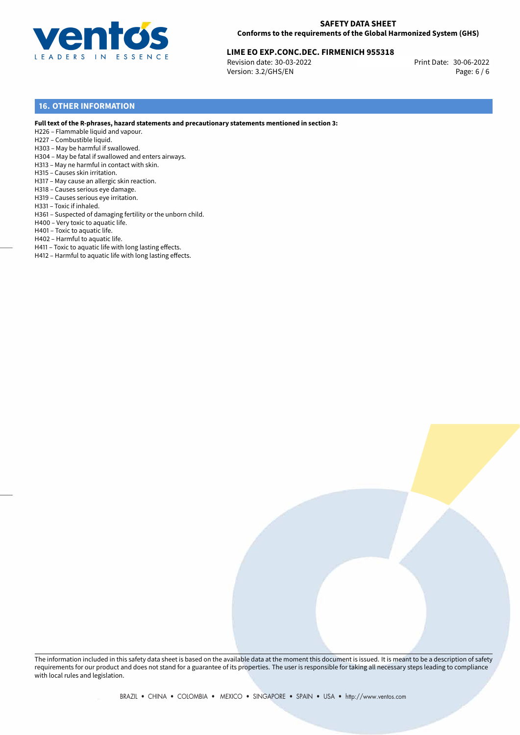## 16. OTHER INFORMATION

**Full text of the R-phrases, hazard statements and precautionary statements mentioned in section 3:**

H226 – Flammable liquid and vapour.
H227 – Combustible liquid.
H303 – May be harmful if swallowed.
H304 – May be fatal if swallowed and enters airways.
H313 – May ne harmful in contact with skin.
H315 – Causes skin irritation.
H317 – May cause an allergic skin reaction.
H318 – Causes serious eye damage.
H319 – Causes serious eye irritation.
H331 – Toxic if inhaled.
H361 – Suspected of damaging fertility or the unborn child.
H400 – Very toxic to aquatic life.
H401 – Toxic to aquatic life.
H402 – Harmful to aquatic life.
H411 – Toxic to aquatic life with long lasting effects.
H412 – Harmful to aquatic life with long lasting effects.

The information included in this safety data sheet is based on the available data at the moment this document is issued. It is meant to be a description of safety requirements for our product and does not stand for a guarantee of its properties. The user is responsible for taking all necessary steps leading to compliance with local rules and legislation.